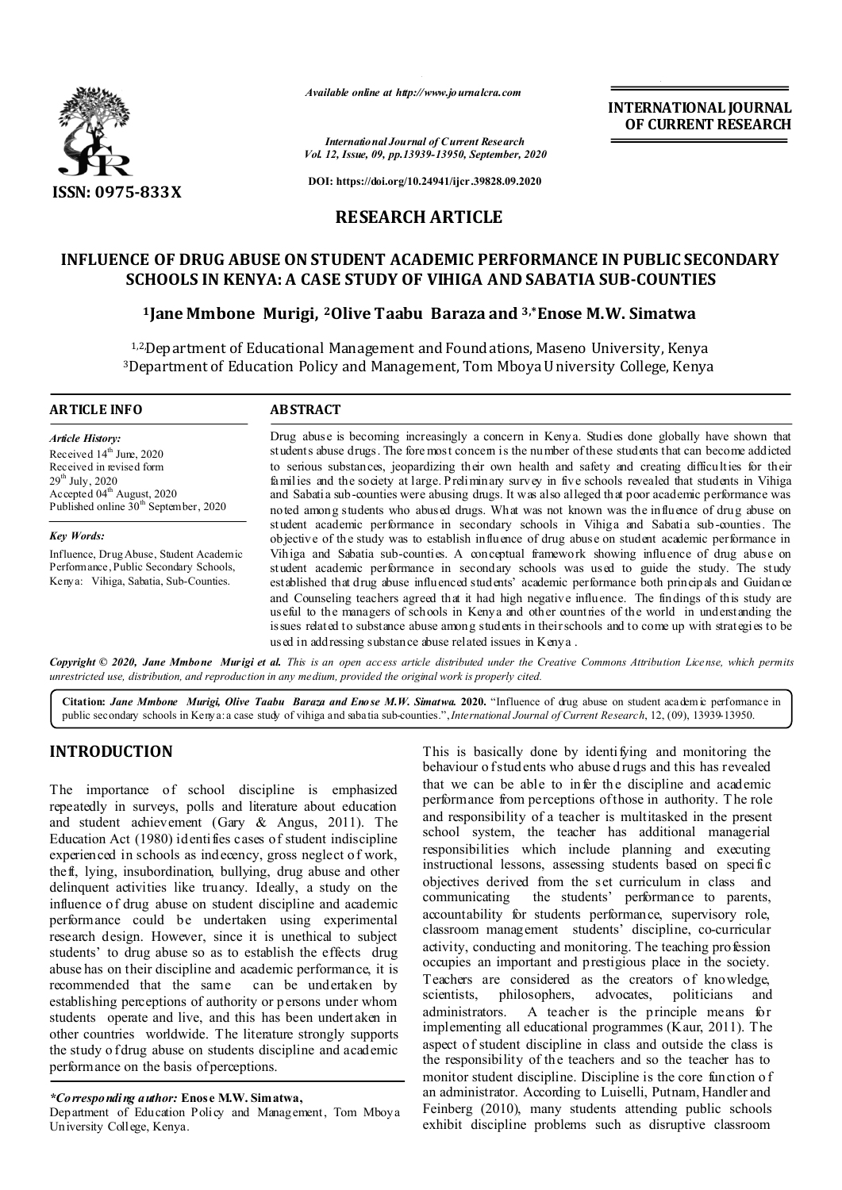*Available online at http://www.journalcra.com*

ISSN: 0975-833X

**INTERNATIONAL JOURNAL OF CURRENT RESEARCH**

*International Journal of Current Research*
*Vol. 12, Issue, 09, pp.13939-13950, September, 2020*

**DOI: https://doi.org/10.24941/ijcr.39828.09.2020**

## RESEARCH ARTICLE

# INFLUENCE OF DRUG ABUSE ON STUDENT ACADEMIC PERFORMANCE IN PUBLIC SECONDARY SCHOOLS IN KENYA: A CASE STUDY OF VIHIGA AND SABATIA SUB-COUNTIES

**[1]Jane Mmbone Murigi, [2]Olive Taabu Baraza and [3,*]Enose M.W. Simatwa**

[1,2]Department of Educational Management and Foundations, Maseno University, Kenya
[3]Department of Education Policy and Management, Tom Mboya University College, Kenya

### ARTICLE INFO

*Article History:*
Received 14th June, 2020
Received in revised form 29th July, 2020
Accepted 04th August, 2020
Published online 30th September, 2020

*Key Words:*
Influence, Drug Abuse, Student Academic Performance, Public Secondary Schools, Kenya: Vihiga, Sabatia, Sub-Counties.

### ABSTRACT

Drug abuse is becoming increasingly a concern in Kenya. Studies done globally have shown that students abuse drugs. The foremost concern is the number of these students that can become addicted to serious substances, jeopardizing their own health and safety and creating difficulties for their families and the society at large. Preliminary survey in five schools revealed that students in Vihiga and Sabatia sub-counties were abusing drugs. It was also alleged that poor academic performance was noted among students who abused drugs. What was not known was the influence of drug abuse on student academic performance in secondary schools in Vihiga and Sabatia sub-counties. The objective of the study was to establish influence of drug abuse on student academic performance in Vihiga and Sabatia sub-counties. A conceptual framework showing influence of drug abuse on student academic performance in secondary schools was used to guide the study. The study established that drug abuse influenced students' academic performance both principals and Guidance and Counseling teachers agreed that it had high negative influence. The findings of this study are useful to the managers of schools in Kenya and other countries of the world in understanding the issues related to substance abuse among students in their schools and to come up with strategies to be used in addressing substance abuse related issues in Kenya .

*Copyright © 2020, Jane Mmbone Murigi et al. This is an open access article distributed under the Creative Commons Attribution License, which permits unrestricted use, distribution, and reproduction in any medium, provided the original work is properly cited.*

**Citation:** *Jane Mmbone Murigi, Olive Taabu Baraza and Enose M.W. Simatwa.* **2020.** "Influence of drug abuse on student academic performance in public secondary schools in Kenya: a case study of vihiga and sabatia sub-counties.", *International Journal of Current Research*, 12, (09), 13939-13950.

## INTRODUCTION

The importance of school discipline is emphasized repeatedly in surveys, polls and literature about education and student achievement (Gary & Angus, 2011). The Education Act (1980) identifies cases of student indiscipline experienced in schools as indecency, gross neglect of work, theft, lying, insubordination, bullying, drug abuse and other delinquent activities like truancy. Ideally, a study on the influence of drug abuse on student discipline and academic performance could be undertaken using experimental research design. However, since it is unethical to subject students' to drug abuse so as to establish the effects drug abuse has on their discipline and academic performance, it is recommended that the same can be undertaken by establishing perceptions of authority or persons under whom students operate and live, and this has been undertaken in other countries worldwide. The literature strongly supports the study of drug abuse on students discipline and academic performance on the basis of perceptions.

*\*Corresponding author:* **Enose M.W. Simatwa,**
Department of Education Policy and Management, Tom Mboya University College, Kenya.

This is basically done by identifying and monitoring the behaviour of students who abuse drugs and this has revealed that we can be able to infer the discipline and academic performance from perceptions of those in authority. The role and responsibility of a teacher is multitasked in the present school system, the teacher has additional managerial responsibilities which include planning and executing instructional lessons, assessing students based on specific objectives derived from the set curriculum in class and communicating the students' performance to parents, accountability for students performance, supervisory role, classroom management students' discipline, co-curricular activity, conducting and monitoring. The teaching profession occupies an important and prestigious place in the society. Teachers are considered as the creators of knowledge, scientists, philosophers, advocates, politicians and administrators. A teacher is the principle means for implementing all educational programmes (Kaur, 2011). The aspect of student discipline in class and outside the class is the responsibility of the teachers and so the teacher has to monitor student discipline. Discipline is the core function of an administrator. According to Luiselli, Putnam, Handler and Feinberg (2010), many students attending public schools exhibit discipline problems such as disruptive classroom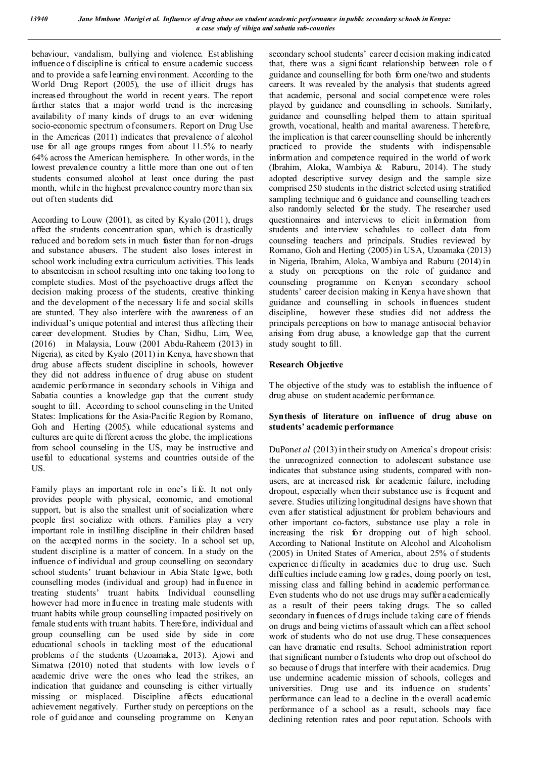behaviour, vandalism, bullying and violence. Establishing influence of discipline is critical to ensure academic success and to provide a safe learning environment. According to the World Drug Report (2005), the use of illicit drugs has increased throughout the world in recent years. The report further states that a major world trend is the increasing availability of many kinds of drugs to an ever widening socio-economic spectrum of consumers. Report on Drug Use in the Americas (2011) indicates that prevalence of alcohol use for all age groups ranges from about 11.5% to nearly 64% across the American hemisphere. In other words, in the lowest prevalence country a little more than one out of ten students consumed alcohol at least once during the past month, while in the highest prevalence country more than six out of ten students did.

According to Louw (2001), as cited by Kyalo (2011), drugs affect the students concentration span, which is drastically reduced and boredom sets in much faster than for non-drugs and substance abusers. The student also loses interest in school work including extra curriculum activities. This leads to absenteeism in school resulting into one taking too long to complete studies. Most of the psychoactive drugs affect the decision making process of the students, creative thinking and the development of the necessary life and social skills are stunted. They also interfere with the awareness of an individual's unique potential and interest thus affecting their career development. Studies by Chan, Sidhu, Lim, Wee, (2016) in Malaysia, Louw (2001 Abdu-Raheem (2013) in Nigeria), as cited by Kyalo (2011) in Kenya, have shown that drug abuse affects student discipline in schools, however they did not address influence of drug abuse on student academic performance in secondary schools in Vihiga and Sabatia counties a knowledge gap that the current study sought to fill. According to school counseling in the United States: Implications for the Asia-Pacific Region by Romano, Goh and Herting (2005), while educational systems and cultures are quite different across the globe, the implications from school counseling in the US, may be instructive and useful to educational systems and countries outside of the US.

Family plays an important role in one's life. It not only provides people with physical, economic, and emotional support, but is also the smallest unit of socialization where people first socialize with others. Families play a very important role in instilling discipline in their children based on the accepted norms in the society. In a school set up, student discipline is a matter of concern. In a study on the influence of individual and group counselling on secondary school students' truant behaviour in Abia State Igwe, both counselling modes (individual and group) had influence in treating students' truant habits. Individual counselling however had more influence in treating male students with truant habits while group counselling impacted positively on female students with truant habits. Therefore, individual and group counselling can be used side by side in core educational schools in tackling most of the educational problems of the students (Uzoamaka, 2013). Ajowi and Simatwa (2010) noted that students with low levels of academic drive were the ones who lead the strikes, an indication that guidance and counseling is either virtually missing or misplaced. Discipline affects educational achievement negatively. Further study on perceptions on the role of guidance and counseling programme on Kenyan secondary school students' career decision making indicated that, there was a significant relationship between role of guidance and counselling for both form one/two and students careers. It was revealed by the analysis that students agreed that academic, personal and social competence were roles played by guidance and counselling in schools. Similarly, guidance and counselling helped them to attain spiritual growth, vocational, health and marital awareness. Therefore, the implication is that career counselling should be inherently practiced to provide the students with indispensable information and competence required in the world of work (Ibrahim, Aloka, Wambiya & Raburu, 2014). The study adopted descriptive survey design and the sample size comprised 250 students in the district selected using stratified sampling technique and 6 guidance and counselling teachers also randomly selected for the study. The researcher used questionnaires and interviews to elicit information from students and interview schedules to collect data from counseling teachers and principals. Studies reviewed by Romano, Goh and Herting (2005) in USA, Uzoamaka (2013) in Nigeria, Ibrahim, Aloka, Wambiya and Raburu (2014) in a study on perceptions on the role of guidance and counseling programme on Kenyan secondary school students' career decision making in Kenya have shown that guidance and counselling in schools influences student discipline, however these studies did not address the principals perceptions on how to manage antisocial behavior arising from drug abuse, a knowledge gap that the current study sought to fill.

## Research Objective

The objective of the study was to establish the influence of drug abuse on student academic performance.

## Synthesis of literature on influence of drug abuse on students' academic performance

DuPon*et al* (2013) in their study on America's dropout crisis: the unrecognized connection to adolescent substance use indicates that substance using students, compared with non-users, are at increased risk for academic failure, including dropout, especially when their substance use is frequent and severe. Studies utilizing longitudinal designs have shown that even after statistical adjustment for problem behaviours and other important co-factors, substance use play a role in increasing the risk for dropping out of high school. According to National Institute on Alcohol and Alcoholism (2005) in United States of America, about 25% of students experience difficulty in academics due to drug use. Such difficulties include earning low grades, doing poorly on test, missing class and falling behind in academic performance. Even students who do not use drugs may suffer academically as a result of their peers taking drugs. The so called secondary influences of drugs include taking care of friends on drugs and being victims of assault which can affect school work of students who do not use drug. These consequences can have dramatic end results. School administration report that significant number of students who drop out of school do so because of drugs that interfere with their academics. Drug use undermine academic mission of schools, colleges and universities. Drug use and its influence on students' performance can lead to a decline in the overall academic performance of a school as a result, schools may face declining retention rates and poor reputation. Schools with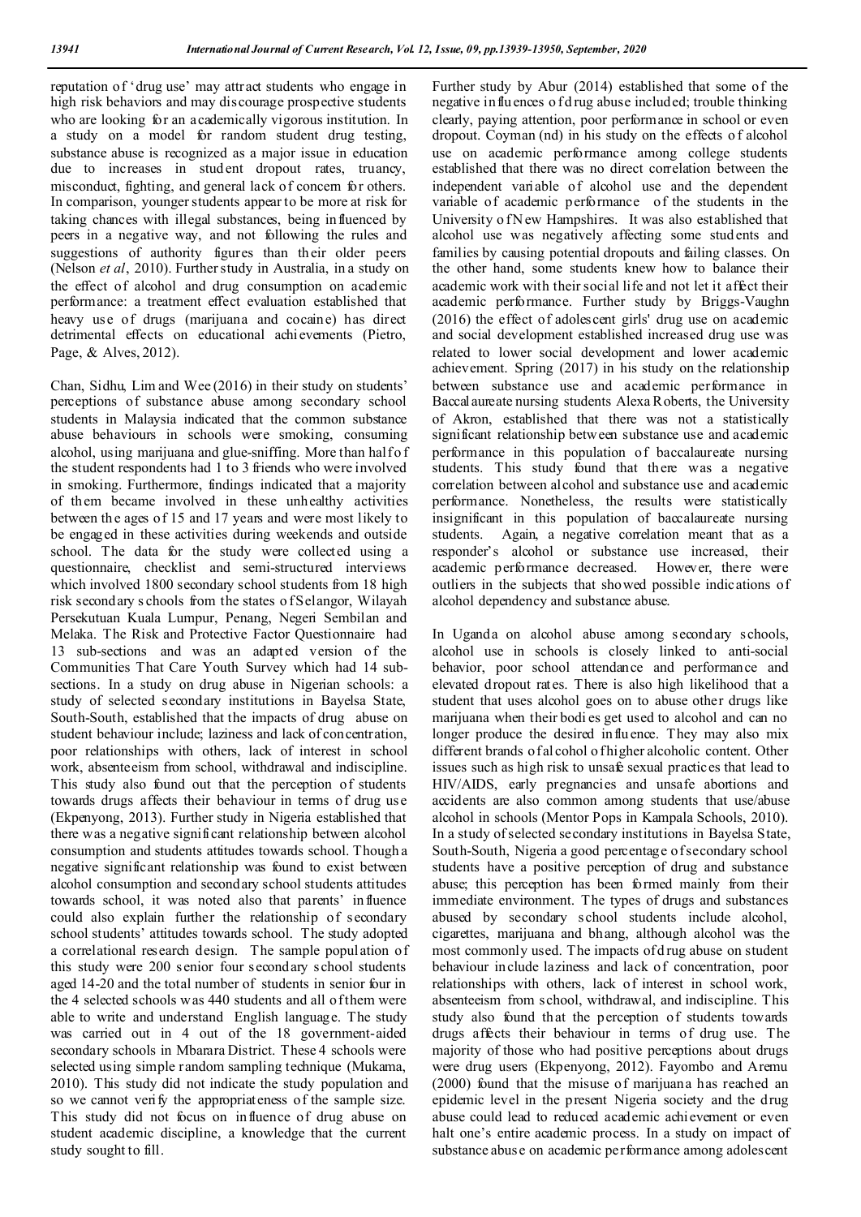reputation of 'drug use' may attract students who engage in high risk behaviors and may discourage prospective students who are looking for an academically vigorous institution. In a study on a model for random student drug testing, substance abuse is recognized as a major issue in education due to increases in student dropout rates, truancy, misconduct, fighting, and general lack of concern for others. In comparison, younger students appear to be more at risk for taking chances with illegal substances, being influenced by peers in a negative way, and not following the rules and suggestions of authority figures than their older peers (Nelson *et al*, 2010). Further study in Australia, in a study on the effect of alcohol and drug consumption on academic performance: a treatment effect evaluation established that heavy use of drugs (marijuana and cocaine) has direct detrimental effects on educational achievements (Pietro, Page, & Alves, 2012).

Chan, Sidhu, Lim and Wee (2016) in their study on students' perceptions of substance abuse among secondary school students in Malaysia indicated that the common substance abuse behaviours in schools were smoking, consuming alcohol, using marijuana and glue-sniffing. More than half of the student respondents had 1 to 3 friends who were involved in smoking. Furthermore, findings indicated that a majority of them became involved in these unhealthy activities between the ages of 15 and 17 years and were most likely to be engaged in these activities during weekends and outside school. The data for the study were collected using a questionnaire, checklist and semi-structured interviews which involved 1800 secondary school students from 18 high risk secondary schools from the states of Selangor, Wilayah Persekutuan Kuala Lumpur, Penang, Negeri Sembilan and Melaka. The Risk and Protective Factor Questionnaire had 13 sub-sections and was an adapted version of the Communities That Care Youth Survey which had 14 sub-sections. In a study on drug abuse in Nigerian schools: a study of selected secondary institutions in Bayelsa State, South-South, established that the impacts of drug abuse on student behaviour include; laziness and lack of concentration, poor relationships with others, lack of interest in school work, absenteeism from school, withdrawal and indiscipline. This study also found out that the perception of students towards drugs affects their behaviour in terms of drug use (Ekpenyong, 2013). Further study in Nigeria established that there was a negative significant relationship between alcohol consumption and students attitudes towards school. Though a negative significant relationship was found to exist between alcohol consumption and secondary school students attitudes towards school, it was noted also that parents' influence could also explain further the relationship of secondary school students' attitudes towards school. The study adopted a correlational research design. The sample population of this study were 200 senior four secondary school students aged 14-20 and the total number of students in senior four in the 4 selected schools was 440 students and all of them were able to write and understand English language. The study was carried out in 4 out of the 18 government-aided secondary schools in Mbarara District. These 4 schools were selected using simple random sampling technique (Mukama, 2010). This study did not indicate the study population and so we cannot verify the appropriateness of the sample size. This study did not focus on influence of drug abuse on student academic discipline, a knowledge that the current study sought to fill.

Further study by Abur (2014) established that some of the negative influences of drug abuse included; trouble thinking clearly, paying attention, poor performance in school or even dropout. Coyman (nd) in his study on the effects of alcohol use on academic performance among college students established that there was no direct correlation between the independent variable of alcohol use and the dependent variable of academic performance of the students in the University of New Hampshires. It was also established that alcohol use was negatively affecting some students and families by causing potential dropouts and failing classes. On the other hand, some students knew how to balance their academic work with their social life and not let it affect their academic performance. Further study by Briggs-Vaughn (2016) the effect of adolescent girls' drug use on academic and social development established increased drug use was related to lower social development and lower academic achievement. Spring (2017) in his study on the relationship between substance use and academic performance in Baccalaureate nursing students Alexa Roberts, the University of Akron, established that there was not a statistically significant relationship between substance use and academic performance in this population of baccalaureate nursing students. This study found that there was a negative correlation between alcohol and substance use and academic performance. Nonetheless, the results were statistically insignificant in this population of baccalaureate nursing students. Again, a negative correlation meant that as a responder's alcohol or substance use increased, their academic performance decreased. However, there were outliers in the subjects that showed possible indications of alcohol dependency and substance abuse.

In Uganda on alcohol abuse among secondary schools, alcohol use in schools is closely linked to anti-social behavior, poor school attendance and performance and elevated dropout rates. There is also high likelihood that a student that uses alcohol goes on to abuse other drugs like marijuana when their bodies get used to alcohol and can no longer produce the desired influence. They may also mix different brands of alcohol of higher alcoholic content. Other issues such as high risk to unsafe sexual practices that lead to HIV/AIDS, early pregnancies and unsafe abortions and accidents are also common among students that use/abuse alcohol in schools (Mentor Pops in Kampala Schools, 2010). In a study of selected secondary institutions in Bayelsa State, South-South, Nigeria a good percentage of secondary school students have a positive perception of drug and substance abuse; this perception has been formed mainly from their immediate environment. The types of drugs and substances abused by secondary school students include alcohol, cigarettes, marijuana and bhang, although alcohol was the most commonly used. The impacts of drug abuse on student behaviour include laziness and lack of concentration, poor relationships with others, lack of interest in school work, absenteeism from school, withdrawal, and indiscipline. This study also found that the perception of students towards drugs affects their behaviour in terms of drug use. The majority of those who had positive perceptions about drugs were drug users (Ekpenyong, 2012). Fayombo and Aremu (2000) found that the misuse of marijuana has reached an epidemic level in the present Nigeria society and the drug abuse could lead to reduced academic achievement or even halt one's entire academic process. In a study on impact of substance abuse on academic performance among adolescent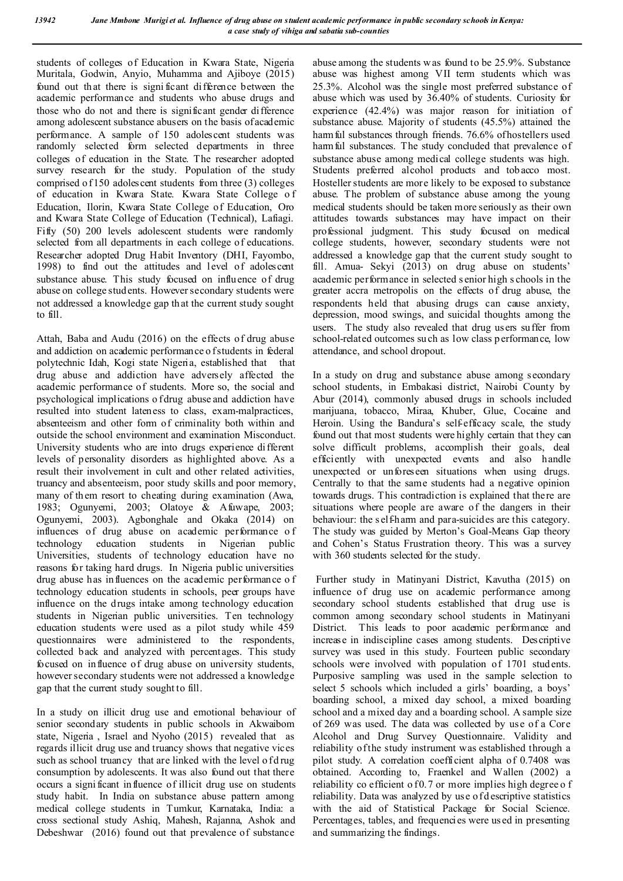students of colleges of Education in Kwara State, Nigeria Muritala, Godwin, Anyio, Muhamma and Ajiboye (2015) found out that there is significant difference between the academic performance and students who abuse drugs and those who do not and there is significant gender difference among adolescent substance abusers on the basis of academic performance. A sample of 150 adolescent students was randomly selected form selected departments in three colleges of education in the State. The researcher adopted survey research for the study. Population of the study comprised of 150 adolescent students from three (3) colleges of education in Kwara State. Kwara State College of Education, Ilorin, Kwara State College of Education, Oro and Kwara State College of Education (Technical), Lafiagi. Fifty (50) 200 levels adolescent students were randomly selected from all departments in each college of educations. Researcher adopted Drug Habit Inventory (DHI, Fayombo, 1998) to find out the attitudes and level of adolescent substance abuse. This study focused on influence of drug abuse on college students. However secondary students were not addressed a knowledge gap that the current study sought to fill.

Attah, Baba and Audu (2016) on the effects of drug abuse and addiction on academic performance of students in federal polytechnic Idah, Kogi state Nigeria, established that that drug abuse and addiction have adversely affected the academic performance of students. More so, the social and psychological implications of drug abuse and addiction have resulted into student lateness to class, exam-malpractices, absenteeism and other form of criminality both within and outside the school environment and examination Misconduct. University students who are into drugs experience different levels of personality disorders as highlighted above. As a result their involvement in cult and other related activities, truancy and absenteeism, poor study skills and poor memory, many of them resort to cheating during examination (Awa, 1983; Ogunyemi, 2003; Olatoye & Afuwape, 2003; Ogunyemi, 2003). Agbonghale and Okaka (2014) on influences of drug abuse on academic performance of technology education students in Nigerian public Universities, students of technology education have no reasons for taking hard drugs. In Nigeria public universities drug abuse has influences on the academic performance of technology education students in schools, peer groups have influence on the drugs intake among technology education students in Nigerian public universities. Ten technology education students were used as a pilot study while 459 questionnaires were administered to the respondents, collected back and analyzed with percentages. This study focused on influence of drug abuse on university students, however secondary students were not addressed a knowledge gap that the current study sought to fill.

In a study on illicit drug use and emotional behaviour of senior secondary students in public schools in Akwaibom state, Nigeria , Israel and Nyoho (2015) revealed that as regards illicit drug use and truancy shows that negative vices such as school truancy that are linked with the level of drug consumption by adolescents. It was also found out that there occurs a significant influence of illicit drug use on students study habit. In India on substance abuse pattern among medical college students in Tumkur, Karnataka, India: a cross sectional study Ashiq, Mahesh, Rajanna, Ashok and Debeshwar (2016) found out that prevalence of substance abuse among the students was found to be 25.9%. Substance abuse was highest among VII term students which was 25.3%. Alcohol was the single most preferred substance of abuse which was used by 36.40% of students. Curiosity for experience (42.4%) was major reason for initiation of substance abuse. Majority of students (45.5%) attained the harmful substances through friends. 76.6% of hostellers used harmful substances. The study concluded that prevalence of substance abuse among medical college students was high. Students preferred alcohol products and tobacco most. Hosteller students are more likely to be exposed to substance abuse. The problem of substance abuse among the young medical students should be taken more seriously as their own attitudes towards substances may have impact on their professional judgment. This study focused on medical college students, however, secondary students were not addressed a knowledge gap that the current study sought to fill. Amua- Sekyi (2013) on drug abuse on students' academic performance in selected senior high schools in the greater accra metropolis on the effects of drug abuse, the respondents held that abusing drugs can cause anxiety, depression, mood swings, and suicidal thoughts among the users. The study also revealed that drug users suffer from school-related outcomes such as low class performance, low attendance, and school dropout.

In a study on drug and substance abuse among secondary school students, in Embakasi district, Nairobi County by Abur (2014), commonly abused drugs in schools included marijuana, tobacco, Miraa, Khuber, Glue, Cocaine and Heroin. Using the Bandura's self-efficacy scale, the study found out that most students were highly certain that they can solve difficult problems, accomplish their goals, deal efficiently with unexpected events and also handle unexpected or unforeseen situations when using drugs. Centrally to that the same students had a negative opinion towards drugs. This contradiction is explained that there are situations where people are aware of the dangers in their behaviour: the self-harm and para-suicides are this category. The study was guided by Merton's Goal-Means Gap theory and Cohen's Status Frustration theory. This was a survey with 360 students selected for the study.

Further study in Matinyani District, Kavutha (2015) on influence of drug use on academic performance among secondary school students established that drug use is common among secondary school students in Matinyani District. This leads to poor academic performance and increase in indiscipline cases among students. Descriptive survey was used in this study. Fourteen public secondary schools were involved with population of 1701 students. Purposive sampling was used in the sample selection to select 5 schools which included a girls' boarding, a boys' boarding school, a mixed day school, a mixed boarding school and a mixed day and a boarding school. A sample size of 269 was used. The data was collected by use of a Core Alcohol and Drug Survey Questionnaire. Validity and reliability of the study instrument was established through a pilot study. A correlation coefficient alpha of 0.7408 was obtained. According to, Fraenkel and Wallen (2002) a reliability co efficient of 0.7 or more implies high degree of reliability. Data was analyzed by use of descriptive statistics with the aid of Statistical Package for Social Science. Percentages, tables, and frequencies were used in presenting and summarizing the findings.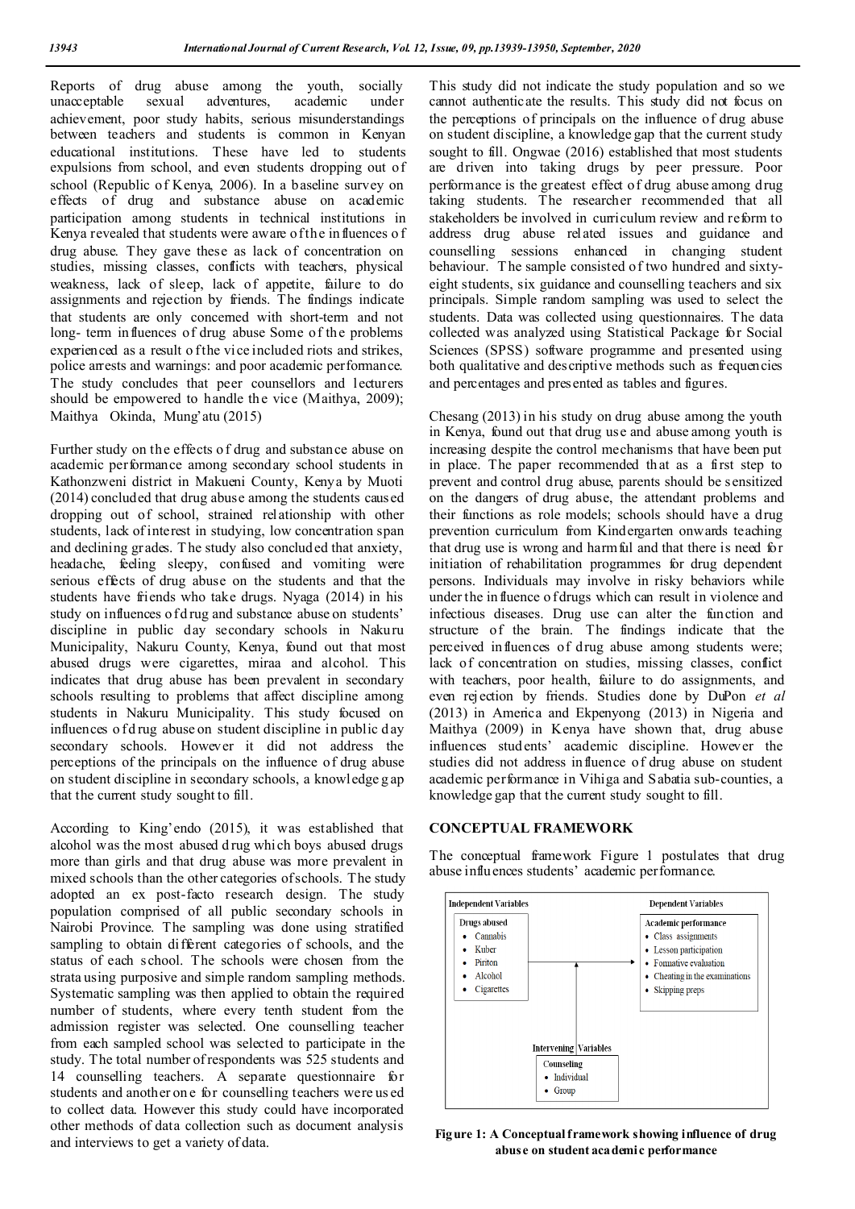Reports of drug abuse among the youth, socially unacceptable sexual adventures, academic under achievement, poor study habits, serious misunderstandings between teachers and students is common in Kenyan educational institutions. These have led to students expulsions from school, and even students dropping out of school (Republic of Kenya, 2006). In a baseline survey on effects of drug and substance abuse on academic participation among students in technical institutions in Kenya revealed that students were aware of the influences of drug abuse. They gave these as lack of concentration on studies, missing classes, conflicts with teachers, physical weakness, lack of sleep, lack of appetite, failure to do assignments and rejection by friends. The findings indicate that students are only concerned with short-term and not long- term influences of drug abuse Some of the problems experienced as a result of the vice included riots and strikes, police arrests and warnings: and poor academic performance. The study concludes that peer counsellors and lecturers should be empowered to handle the vice (Maithya, 2009); Maithya Okinda, Mung'atu (2015)

Further study on the effects of drug and substance abuse on academic performance among secondary school students in Kathonzweni district in Makueni County, Kenya by Muoti (2014) concluded that drug abuse among the students caused dropping out of school, strained relationship with other students, lack of interest in studying, low concentration span and declining grades. The study also concluded that anxiety, headache, feeling sleepy, confused and vomiting were serious effects of drug abuse on the students and that the students have friends who take drugs. Nyaga (2014) in his study on influences of drug and substance abuse on students' discipline in public day secondary schools in Nakuru Municipality, Nakuru County, Kenya, found out that most abused drugs were cigarettes, miraa and alcohol. This indicates that drug abuse has been prevalent in secondary schools resulting to problems that affect discipline among students in Nakuru Municipality. This study focused on influences of drug abuse on student discipline in public day secondary schools. However it did not address the perceptions of the principals on the influence of drug abuse on student discipline in secondary schools, a knowledge gap that the current study sought to fill.

According to King'endo (2015), it was established that alcohol was the most abused drug which boys abused drugs more than girls and that drug abuse was more prevalent in mixed schools than the other categories of schools. The study adopted an ex post-facto research design. The study population comprised of all public secondary schools in Nairobi Province. The sampling was done using stratified sampling to obtain different categories of schools, and the status of each school. The schools were chosen from the strata using purposive and simple random sampling methods. Systematic sampling was then applied to obtain the required number of students, where every tenth student from the admission register was selected. One counselling teacher from each sampled school was selected to participate in the study. The total number of respondents was 525 students and 14 counselling teachers. A separate questionnaire for students and another one for counselling teachers were used to collect data. However this study could have incorporated other methods of data collection such as document analysis and interviews to get a variety of data.

This study did not indicate the study population and so we cannot authenticate the results. This study did not focus on the perceptions of principals on the influence of drug abuse on student discipline, a knowledge gap that the current study sought to fill. Ongwae (2016) established that most students are driven into taking drugs by peer pressure. Poor performance is the greatest effect of drug abuse among drug taking students. The researcher recommended that all stakeholders be involved in curriculum review and reform to address drug abuse related issues and guidance and counselling sessions enhanced in changing student behaviour. The sample consisted of two hundred and sixty-eight students, six guidance and counselling teachers and six principals. Simple random sampling was used to select the students. Data was collected using questionnaires. The data collected was analyzed using Statistical Package for Social Sciences (SPSS) software programme and presented using both qualitative and descriptive methods such as frequencies and percentages and presented as tables and figures.

Chesang (2013) in his study on drug abuse among the youth in Kenya, found out that drug use and abuse among youth is increasing despite the control mechanisms that have been put in place. The paper recommended that as a first step to prevent and control drug abuse, parents should be sensitized on the dangers of drug abuse, the attendant problems and their functions as role models; schools should have a drug prevention curriculum from Kindergarten onwards teaching that drug use is wrong and harmful and that there is need for initiation of rehabilitation programmes for drug dependent persons. Individuals may involve in risky behaviors while under the influence of drugs which can result in violence and infectious diseases. Drug use can alter the function and structure of the brain. The findings indicate that the perceived influences of drug abuse among students were; lack of concentration on studies, missing classes, conflict with teachers, poor health, failure to do assignments, and even rejection by friends. Studies done by DuPon *et al* (2013) in America and Ekpenyong (2013) in Nigeria and Maithya (2009) in Kenya have shown that, drug abuse influences students' academic discipline. However the studies did not address influence of drug abuse on student academic performance in Vihiga and Sabatia sub-counties, a knowledge gap that the current study sought to fill.

## CONCEPTUAL FRAMEWORK

The conceptual framework Figure 1 postulates that drug abuse influences students' academic performance.

**Independent Variables**

Drugs abused
- Cannabis
- Kuber
- Piriton
- Alcohol
- Cigarettes

**Dependent Variables**

Academic performance
- Class assignments
- Lesson participation
- Formative evaluation
- Cheating in the examinations
- Skipping preps

**Intervening Variables**

Counseling
- Individual
- Group

**Figure 1: A Conceptual framework showing influence of drug abuse on student academic performance**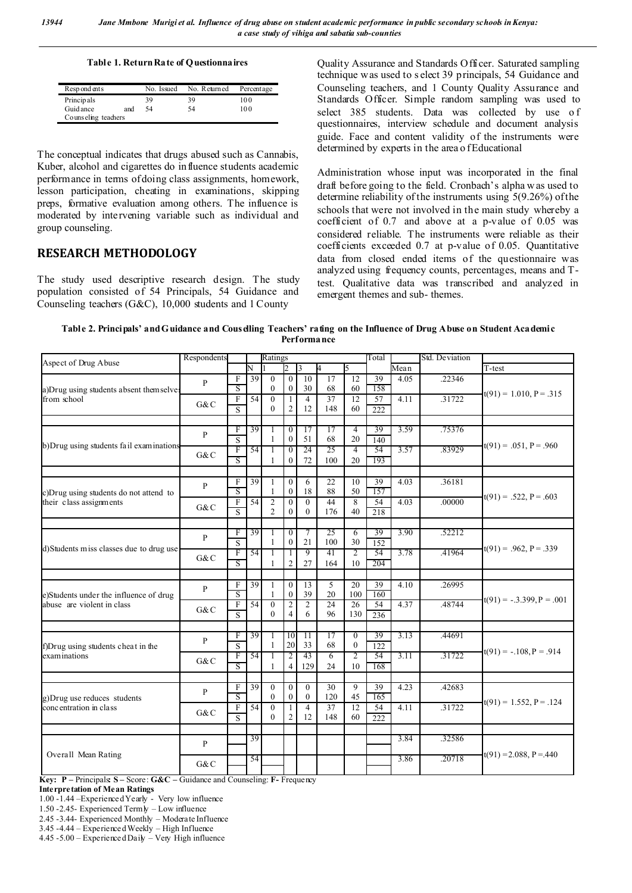**Table 1. Return Rate of Questionnaires**

| Respondents | No. Issued | No. Returned | Percentage |
|---|---|---|---|
| Principals | 39 | 39 | 100 |
| Guidance and Counseling teachers | 54 | 54 | 100 |

The conceptual indicates that drugs abused such as Cannabis, Kuber, alcohol and cigarettes do influence students academic performance in terms of doing class assignments, homework, lesson participation, cheating in examinations, skipping preps, formative evaluation among others. The influence is moderated by intervening variable such as individual and group counseling.

## RESEARCH METHODOLOGY

The study used descriptive research design. The study population consisted of 54 Principals, 54 Guidance and Counseling teachers (G&C), 10,000 students and 1 County Quality Assurance and Standards Officer. Saturated sampling technique was used to select 39 principals, 54 Guidance and Counseling teachers, and 1 County Quality Assurance and Standards Officer. Simple random sampling was used to select 385 students. Data was collected by use of questionnaires, interview schedule and document analysis guide. Face and content validity of the instruments were determined by experts in the area of Educational

Administration whose input was incorporated in the final draft before going to the field. Cronbach's alpha was used to determine reliability of the instruments using 5(9.26%) of the schools that were not involved in the main study whereby a coefficient of 0.7 and above at a p-value of 0.05 was considered reliable. The instruments were reliable as their coefficients exceeded 0.7 at p-value of 0.05. Quantitative data from closed ended items of the questionnaire was analyzed using frequency counts, percentages, means and T-test. Qualitative data was transcribed and analyzed in emergent themes and sub- themes.

**Table 2. Principals' and Guidance and Cousdelling Teachers' rating on the Influence of Drug Abuse on Student Academic Performance**

| Aspect of Drug Abuse | Respondents | | N | Ratings 1 | 2 | 3 | 4 | 5 | Total | Mean | Std. Deviation | T-test |
|---|---|---|---|---|---|---|---|---|---|---|---|---|
| a)Drug using students absent themselves from school | P | F | 39 | 0 | 0 | 10 | 17 | 12 | 39 | 4.05 | .22346 | t(91) = 1.010, P = .315 |
| | | S | | 0 | 0 | 30 | 68 | 60 | 158 | | | |
| | G&C | F | 54 | 0 | 1 | 4 | 37 | 12 | 57 | 4.11 | .31722 | |
| | | S | | 0 | 2 | 12 | 148 | 60 | 222 | | | |
| b)Drug using students fail examinations | P | F | 39 | 1 | 0 | 17 | 17 | 4 | 39 | 3.59 | .75376 | t(91) = .051, P = .960 |
| | | S | | 1 | 0 | 51 | 68 | 20 | 140 | | | |
| | G&C | F | 54 | 1 | 0 | 24 | 25 | 4 | 54 | 3.57 | .83929 | |
| | | S | | 1 | 0 | 72 | 100 | 20 | 193 | | | |
| c)Drug using students do not attend to their class assignments | P | F | 39 | 1 | 0 | 6 | 22 | 10 | 39 | 4.03 | .36181 | t(91) = .522, P = .603 |
| | | S | | 1 | 0 | 18 | 88 | 50 | 157 | | | |
| | G&C | F | 54 | 2 | 0 | 0 | 44 | 8 | 54 | 4.03 | .00000 | |
| | | S | | 2 | 0 | 0 | 176 | 40 | 218 | | | |
| d)Students miss classes due to drug use | P | F | 39 | 1 | 0 | 7 | 25 | 6 | 39 | 3.90 | .52212 | t(91) = .962, P = .339 |
| | | S | | 1 | 0 | 21 | 100 | 30 | 152 | | | |
| | G&C | F | 54 | 1 | 1 | 9 | 41 | 2 | 54 | 3.78 | .41964 | |
| | | S | | 1 | 2 | 27 | 164 | 10 | 204 | | | |
| e)Students under the influence of drug abuse are violent in class | P | F | 39 | 1 | 0 | 13 | 5 | 20 | 39 | 4.10 | .26995 | t(91) = -.3.399, P = .001 |
| | | S | | 1 | 0 | 39 | 20 | 100 | 160 | | | |
| | G&C | F | 54 | 0 | 2 | 2 | 24 | 26 | 54 | 4.37 | .48744 | |
| | | S | | 0 | 4 | 6 | 96 | 130 | 236 | | | |
| f)Drug using students cheat in the examinations | P | F | 39 | 1 | 10 | 11 | 17 | 0 | 39 | 3.13 | .44691 | t(91) = -.108, P = .914 |
| | | S | | 1 | 20 | 33 | 68 | 0 | 122 | | | |
| | G&C | F | 54 | 1 | 2 | 43 | 6 | 2 | 54 | 3.11 | .31722 | |
| | | S | | 1 | 4 | 129 | 24 | 10 | 168 | | | |
| g)Drug use reduces students concentration in class | P | F | 39 | 0 | 0 | 0 | 30 | 9 | 39 | 4.23 | .42683 | t(91) = 1.552, P = .124 |
| | | S | | 0 | 0 | 0 | 120 | 45 | 165 | | | |
| | G&C | F | 54 | 0 | 1 | 4 | 37 | 12 | 54 | 4.11 | .31722 | |
| | | S | | 0 | 2 | 12 | 148 | 60 | 222 | | | |
| Overall Mean Rating | P | | 39 | | | | | | | 3.84 | .32586 | t(91) =2.088, P =.440 |
| | G&C | | 54 | | | | | | | 3.86 | .20718 | |

**Key: P –** Principals: **S –** Score: **G&C –** Guidance and Counseling: **F-** Frequency

**Interpretation of Mean Ratings**

1.00 -1.44 –Experienced Yearly - Very low influence

1.50 -2.45- Experienced Termly – Low influence

2.45 -3.44- Experienced Monthly – Moderate Influence

3.45 -4.44 – Experienced Weekly – High Influence

4.45 -5.00 – Experienced Daily – Very High influence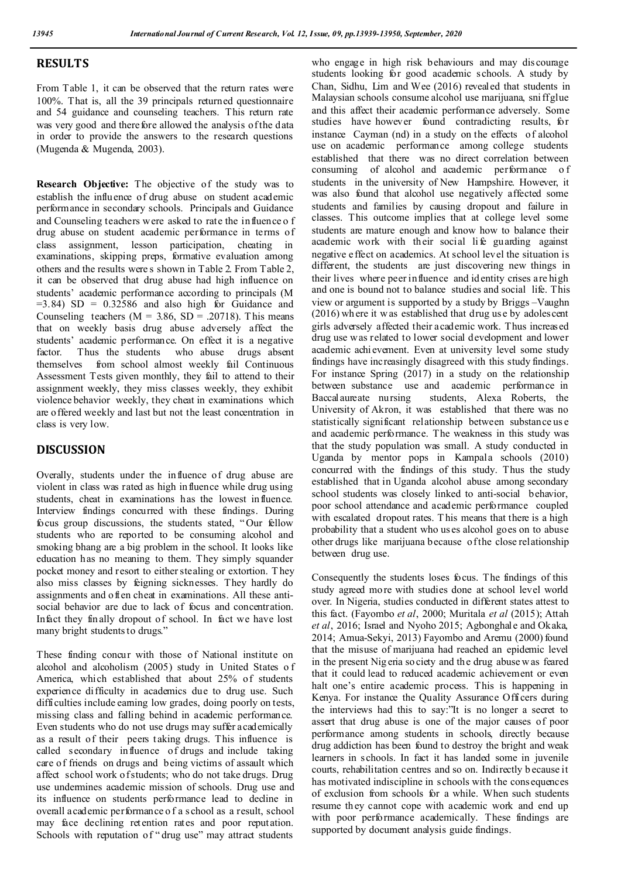## RESULTS

From Table 1, it can be observed that the return rates were 100%. That is, all the 39 principals returned questionnaire and 54 guidance and counseling teachers. This return rate was very good and therefore allowed the analysis of the data in order to provide the answers to the research questions (Mugenda & Mugenda, 2003).

**Research Objective:** The objective of the study was to establish the influence of drug abuse on student academic performance in secondary schools. Principals and Guidance and Counseling teachers were asked to rate the influence of drug abuse on student academic performance in terms of class assignment, lesson participation, cheating in examinations, skipping preps, formative evaluation among others and the results were s shown in Table 2. From Table 2, it can be observed that drug abuse had high influence on students' academic performance according to principals (M =3.84) SD = 0.32586 and also high for Guidance and Counseling teachers (M = 3.86, SD = .20718). This means that on weekly basis drug abuse adversely affect the students' academic performance. On effect it is a negative factor. Thus the students who abuse drugs absent themselves from school almost weekly fail Continuous Assessment Tests given monthly, they fail to attend to their assignment weekly, they miss classes weekly, they exhibit violence behavior weekly, they cheat in examinations which are offered weekly and last but not the least concentration in class is very low.

## DISCUSSION

Overally, students under the influence of drug abuse are violent in class was rated as high influence while drug using students, cheat in examinations has the lowest influence. Interview findings concurred with these findings. During focus group discussions, the students stated, "Our fellow students who are reported to be consuming alcohol and smoking bhang are a big problem in the school. It looks like education has no meaning to them. They simply squander pocket money and resort to either stealing or extortion. They also miss classes by feigning sicknesses. They hardly do assignments and often cheat in examinations. All these anti-social behavior are due to lack of focus and concentration. Infact they finally dropout of school. In fact we have lost many bright students to drugs."

These finding concur with those of National institute on alcohol and alcoholism (2005) study in United States of America, which established that about 25% of students experience difficulty in academics due to drug use. Such difficulties include earning low grades, doing poorly on tests, missing class and falling behind in academic performance. Even students who do not use drugs may suffer academically as a result of their peers taking drugs. This influence is called secondary influence of drugs and include taking care of friends on drugs and being victims of assault which affect school work of students; who do not take drugs. Drug use undermines academic mission of schools. Drug use and its influence on students performance lead to decline in overall academic performance of a school as a result, school may face declining retention rates and poor reputation. Schools with reputation of "drug use" may attract students who engage in high risk behaviours and may discourage students looking for good academic schools. A study by Chan, Sidhu, Lim and Wee (2016) revealed that students in Malaysian schools consume alcohol use marijuana, sniff glue and this affect their academic performance adversely. Some studies have however found contradicting results, for instance Cayman (nd) in a study on the effects of alcohol use on academic performance among college students established that there was no direct correlation between consuming of alcohol and academic performance of students in the university of New Hampshire. However, it was also found that alcohol use negatively affected some students and families by causing dropout and failure in classes. This outcome implies that at college level some students are mature enough and know how to balance their academic work with their social life guarding against negative effect on academics. At school level the situation is different, the students are just discovering new things in their lives where peer influence and identity crises are high and one is bound not to balance studies and social life. This view or argument is supported by a study by Briggs –Vaughn (2016) where it was established that drug use by adolescent girls adversely affected their academic work. Thus increased drug use was related to lower social development and lower academic achievement. Even at university level some study findings have increasingly disagreed with this study findings. For instance Spring (2017) in a study on the relationship between substance use and academic performance in Baccalaureate nursing students, Alexa Roberts, the University of Akron, it was established that there was no statistically significant relationship between substance use and academic performance. The weakness in this study was that the study population was small. A study conducted in Uganda by mentor pops in Kampala schools (2010) concurred with the findings of this study. Thus the study established that in Uganda alcohol abuse among secondary school students was closely linked to anti-social behavior, poor school attendance and academic performance coupled with escalated dropout rates. This means that there is a high probability that a student who uses alcohol goes on to abuse other drugs like marijuana because of the close relationship between drug use.

Consequently the students loses focus. The findings of this study agreed more with studies done at school level world over. In Nigeria, studies conducted in different states attest to this fact. (Fayombo *et al*, 2000; Muritala *et al* (2015); Attah *et al*, 2016; Israel and Nyoho 2015; Agbonghale and Okaka, 2014; Amua-Sekyi, 2013) Fayombo and Aremu (2000) found that the misuse of marijuana had reached an epidemic level in the present Nigeria society and the drug abuse was feared that it could lead to reduced academic achievement or even halt one's entire academic process. This is happening in Kenya. For instance the Quality Assurance Officers during the interviews had this to say:"It is no longer a secret to assert that drug abuse is one of the major causes of poor performance among students in schools, directly because drug addiction has been found to destroy the bright and weak learners in schools. In fact it has landed some in juvenile courts, rehabilitation centres and so on. Indirectly because it has motivated indiscipline in schools with the consequences of exclusion from schools for a while. When such students resume they cannot cope with academic work and end up with poor performance academically. These findings are supported by document analysis guide findings.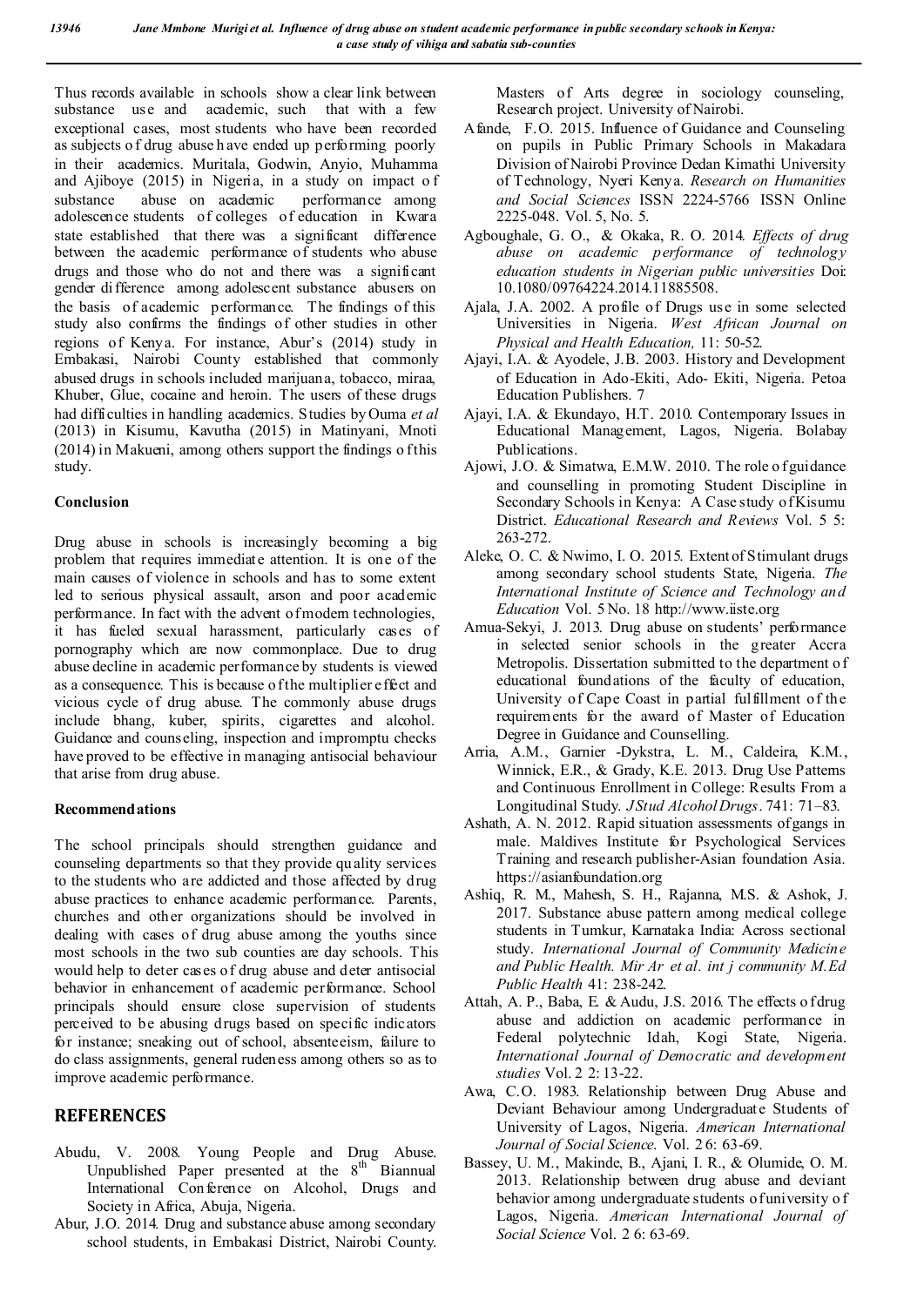Thus records available in schools show a clear link between substance use and academic, such that with a few exceptional cases, most students who have been recorded as subjects of drug abuse have ended up performing poorly in their academics. Muritala, Godwin, Anyio, Muhamma and Ajiboye (2015) in Nigeria, in a study on impact of substance abuse on academic performance among adolescence students of colleges of education in Kwara state established that there was a significant difference between the academic performance of students who abuse drugs and those who do not and there was a significant gender difference among adolescent substance abusers on the basis of academic performance. The findings of this study also confirms the findings of other studies in other regions of Kenya. For instance, Abur's (2014) study in Embakasi, Nairobi County established that commonly abused drugs in schools included marijuana, tobacco, miraa, Khuber, Glue, cocaine and heroin. The users of these drugs had difficulties in handling academics. Studies by Ouma *et al* (2013) in Kisumu, Kavutha (2015) in Matinyani, Mnoti (2014) in Makueni, among others support the findings of this study.

**Conclusion**

Drug abuse in schools is increasingly becoming a big problem that requires immediate attention. It is one of the main causes of violence in schools and has to some extent led to serious physical assault, arson and poor academic performance. In fact with the advent of modern technologies, it has fueled sexual harassment, particularly cases of pornography which are now commonplace. Due to drug abuse decline in academic performance by students is viewed as a consequence. This is because of the multiplier effect and vicious cycle of drug abuse. The commonly abuse drugs include bhang, kuber, spirits, cigarettes and alcohol. Guidance and counseling, inspection and impromptu checks have proved to be effective in managing antisocial behaviour that arise from drug abuse.

**Recommendations**

The school principals should strengthen guidance and counseling departments so that they provide quality services to the students who are addicted and those affected by drug abuse practices to enhance academic performance. Parents, churches and other organizations should be involved in dealing with cases of drug abuse among the youths since most schools in the two sub counties are day schools. This would help to deter cases of drug abuse and deter antisocial behavior in enhancement of academic performance. School principals should ensure close supervision of students perceived to be abusing drugs based on specific indicators for instance; sneaking out of school, absenteeism, failure to do class assignments, general rudeness among others so as to improve academic performance.

## REFERENCES

Abudu, V. 2008. Young People and Drug Abuse. Unpublished Paper presented at the 8th Biannual International Conference on Alcohol, Drugs and Society in Africa, Abuja, Nigeria.

Abur, J.O. 2014. Drug and substance abuse among secondary school students, in Embakasi District, Nairobi County. Masters of Arts degree in sociology counseling, Research project. University of Nairobi.

Afande, F.O. 2015. Influence of Guidance and Counseling on pupils in Public Primary Schools in Makadara Division of Nairobi Province Dedan Kimathi University of Technology, Nyeri Kenya. *Research on Humanities and Social Sciences* ISSN 2224-5766 ISSN Online 2225-048. Vol. 5, No. 5.

Agboughale, G. O., & Okaka, R. O. 2014. *Effects of drug abuse on academic performance of technology education students in Nigerian public universities* Doi: 10.1080/09764224.2014.11885508.

Ajala, J.A. 2002. A profile of Drugs use in some selected Universities in Nigeria. *West African Journal on Physical and Health Education,* 11: 50-52.

Ajayi, I.A. & Ayodele, J.B. 2003. History and Development of Education in Ado-Ekiti, Ado- Ekiti, Nigeria. Petoa Education Publishers. 7

Ajayi, I.A. & Ekundayo, H.T. 2010. Contemporary Issues in Educational Management, Lagos, Nigeria. Bolabay Publications.

Ajowi, J.O. & Simatwa, E.M.W. 2010. The role of guidance and counselling in promoting Student Discipline in Secondary Schools in Kenya: A Case study of Kisumu District. *Educational Research and Reviews* Vol. 5 5: 263-272.

Aleke, O. C. & Nwimo, I. O. 2015. Extent of Stimulant drugs among secondary school students State, Nigeria. *The International Institute of Science and Technology and Education* Vol. 5 No. 18 http://www.iiste.org

Amua-Sekyi, J. 2013. Drug abuse on students' performance in selected senior schools in the greater Accra Metropolis. Dissertation submitted to the department of educational foundations of the faculty of education, University of Cape Coast in partial fulfillment of the requirements for the award of Master of Education Degree in Guidance and Counselling.

Arria, A.M., Garnier -Dykstra, L. M., Caldeira, K.M., Winnick, E.R., & Grady, K.E. 2013. Drug Use Patterns and Continuous Enrollment in College: Results From a Longitudinal Study. *J Stud Alcohol Drugs*. 741: 71–83.

Ashath, A. N. 2012. Rapid situation assessments of gangs in male. Maldives Institute for Psychological Services Training and research publisher-Asian foundation Asia. https://asianfoundation.org

Ashiq, R. M., Mahesh, S. H., Rajanna, M.S. & Ashok, J. 2017. Substance abuse pattern among medical college students in Tumkur, Karnataka India: Across sectional study. *International Journal of Community Medicine and Public Health. Mir Ar et al. int j community M.Ed Public Health* 41: 238-242.

Attah, A. P., Baba, E. & Audu, J.S. 2016. The effects of drug abuse and addiction on academic performance in Federal polytechnic Idah, Kogi State, Nigeria. *International Journal of Democratic and development studies* Vol. 2 2: 13-22.

Awa, C.O. 1983. Relationship between Drug Abuse and Deviant Behaviour among Undergraduate Students of University of Lagos, Nigeria. *American International Journal of Social Science*. Vol. 2 6: 63-69.

Bassey, U. M., Makinde, B., Ajani, I. R., & Olumide, O. M. 2013. Relationship between drug abuse and deviant behavior among undergraduate students of university of Lagos, Nigeria. *American International Journal of Social Science* Vol. 2 6: 63-69.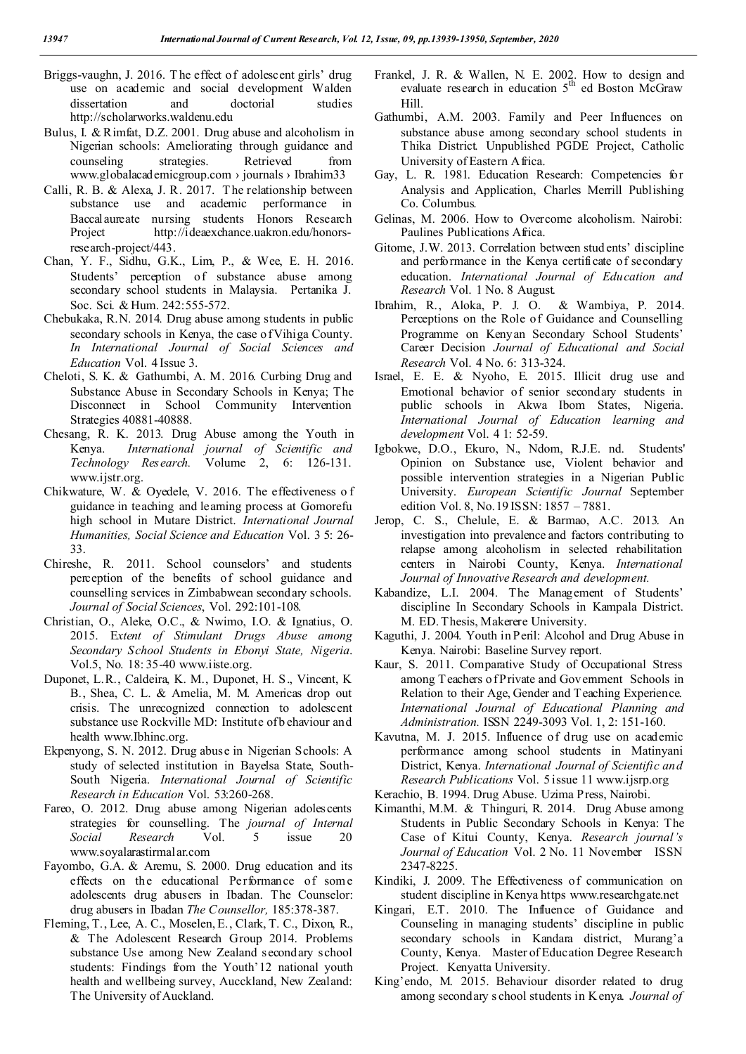Briggs-vaughn, J. 2016. The effect of adolescent girls' drug use on academic and social development Walden dissertation and doctorial studies http://scholarworks.waldenu.edu

Bulus, I. & Rimfat, D.Z. 2001. Drug abuse and alcoholism in Nigerian schools: Ameliorating through guidance and counseling strategies. Retrieved from www.globalacademicgroup.com › journals › Ibrahim33

Calli, R. B. & Alexa, J. R. 2017. The relationship between substance use and academic performance in Baccalaureate nursing students Honors Research Project http://ideaexchance.uakron.edu/honors-research-project/443.

Chan, Y. F., Sidhu, G.K., Lim, P., & Wee, E. H. 2016. Students' perception of substance abuse among secondary school students in Malaysia. Pertanika J. Soc. Sci. & Hum. 242:555-572.

Chebukaka, R.N. 2014. Drug abuse among students in public secondary schools in Kenya, the case of Vihiga County. *In International Journal of Social Sciences and Education* Vol. 4 Issue 3.

Cheloti, S. K. & Gathumbi, A. M. 2016. Curbing Drug and Substance Abuse in Secondary Schools in Kenya; The Disconnect in School Community Intervention Strategies 40881-40888.

Chesang, R. K. 2013. Drug Abuse among the Youth in Kenya. *International journal of Scientific and Technology Research.* Volume 2, 6: 126-131. www.ijstr.org.

Chikwature, W. & Oyedele, V. 2016. The effectiveness of guidance in teaching and learning process at Gomorefu high school in Mutare District. *International Journal Humanities, Social Science and Education* Vol. 3 5: 26-33.

Chireshe, R. 2011. School counselors' and students perception of the benefits of school guidance and counselling services in Zimbabwean secondary schools. *Journal of Social Sciences*, Vol. 292:101-108.

Christian, O., Aleke, O.C., & Nwimo, I.O. & Ignatius, O. 2015. E*xtent of Stimulant Drugs Abuse among Secondary School Students in Ebonyi State, Nigeria*. Vol.5, No. 18: 35-40 www.iiste.org.

Duponet, L.R., Caldeira, K. M., Duponet, H. S., Vincent, K B., Shea, C. L. & Amelia, M. M. Americas drop out crisis. The unrecognized connection to adolescent substance use Rockville MD: Institute of behaviour and health www.Ibhinc.org.

Ekpenyong, S. N. 2012. Drug abuse in Nigerian Schools: A study of selected institution in Bayelsa State, South-South Nigeria. *International Journal of Scientific Research in Education* Vol. 53:260-268.

Fareo, O. 2012. Drug abuse among Nigerian adolescents strategies for counselling. The *journal of Internal Social Research* Vol. 5 issue 20 www.soyalarastirmalar.com

Fayombo, G.A. & Aremu, S. 2000. Drug education and its effects on the educational Performance of some adolescents drug abusers in Ibadan. The Counselor: drug abusers in Ibadan *The Counsellor,* 185:378-387.

Fleming, T., Lee, A. C., Moselen, E., Clark, T. C., Dixon, R., & The Adolescent Research Group 2014. Problems substance Use among New Zealand secondary school students: Findings from the Youth'12 national youth health and wellbeing survey, Auckland, New Zealand: The University of Auckland.

Frankel, J. R. & Wallen, N. E. 2002. How to design and evaluate research in education 5th ed Boston McGraw Hill.

Gathumbi, A.M. 2003. Family and Peer Influences on substance abuse among secondary school students in Thika District. Unpublished PGDE Project, Catholic University of Eastern Africa.

Gay, L. R. 1981. Education Research: Competencies for Analysis and Application, Charles Merrill Publishing Co. Columbus.

Gelinas, M. 2006. How to Overcome alcoholism. Nairobi: Paulines Publications Africa.

Gitome, J.W. 2013. Correlation between students' discipline and performance in the Kenya certificate of secondary education. *International Journal of Education and Research* Vol. 1 No. 8 August.

Ibrahim, R., Aloka, P. J. O. & Wambiya, P. 2014. Perceptions on the Role of Guidance and Counselling Programme on Kenyan Secondary School Students' Career Decision *Journal of Educational and Social Research* Vol. 4 No. 6: 313-324.

Israel, E. E. & Nyoho, E. 2015. Illicit drug use and Emotional behavior of senior secondary students in public schools in Akwa Ibom States, Nigeria. *International Journal of Education learning and development* Vol. 4 1: 52-59.

Igbokwe, D.O., Ekuro, N., Ndom, R.J.E. nd. Students' Opinion on Substance use, Violent behavior and possible intervention strategies in a Nigerian Public University. *European Scientific Journal* September edition Vol. 8, No.19 ISSN: 1857 – 7881.

Jerop, C. S., Chelule, E. & Barmao, A.C. 2013. An investigation into prevalence and factors contributing to relapse among alcoholism in selected rehabilitation centers in Nairobi County, Kenya. *International Journal of Innovative Research and development.*

Kabandize, L.I. 2004. The Management of Students' discipline In Secondary Schools in Kampala District. M. ED. Thesis, Makerere University.

Kaguthi, J. 2004. Youth in Peril: Alcohol and Drug Abuse in Kenya. Nairobi: Baseline Survey report.

Kaur, S. 2011. Comparative Study of Occupational Stress among Teachers of Private and Government Schools in Relation to their Age, Gender and Teaching Experience. *International Journal of Educational Planning and Administration.* ISSN 2249-3093 Vol. 1, 2: 151-160.

Kavutna, M. J. 2015. Influence of drug use on academic performance among school students in Matinyani District, Kenya. *International Journal of Scientific and Research Publications* Vol. 5 issue 11 www.ijsrp.org

Kerachio, B. 1994. Drug Abuse. Uzima Press, Nairobi.

Kimanthi, M.M. & Thinguri, R. 2014. Drug Abuse among Students in Public Secondary Schools in Kenya: The Case of Kitui County, Kenya. *Research journal's Journal of Education* Vol. 2 No. 11 November ISSN 2347-8225.

Kindiki, J. 2009. The Effectiveness of communication on student discipline in Kenya https www.researchgate.net

Kingari, E.T. 2010. The Influence of Guidance and Counseling in managing students' discipline in public secondary schools in Kandara district, Murang'a County, Kenya. Master of Education Degree Research Project. Kenyatta University.

King'endo, M. 2015. Behaviour disorder related to drug among secondary school students in Kenya. *Journal of*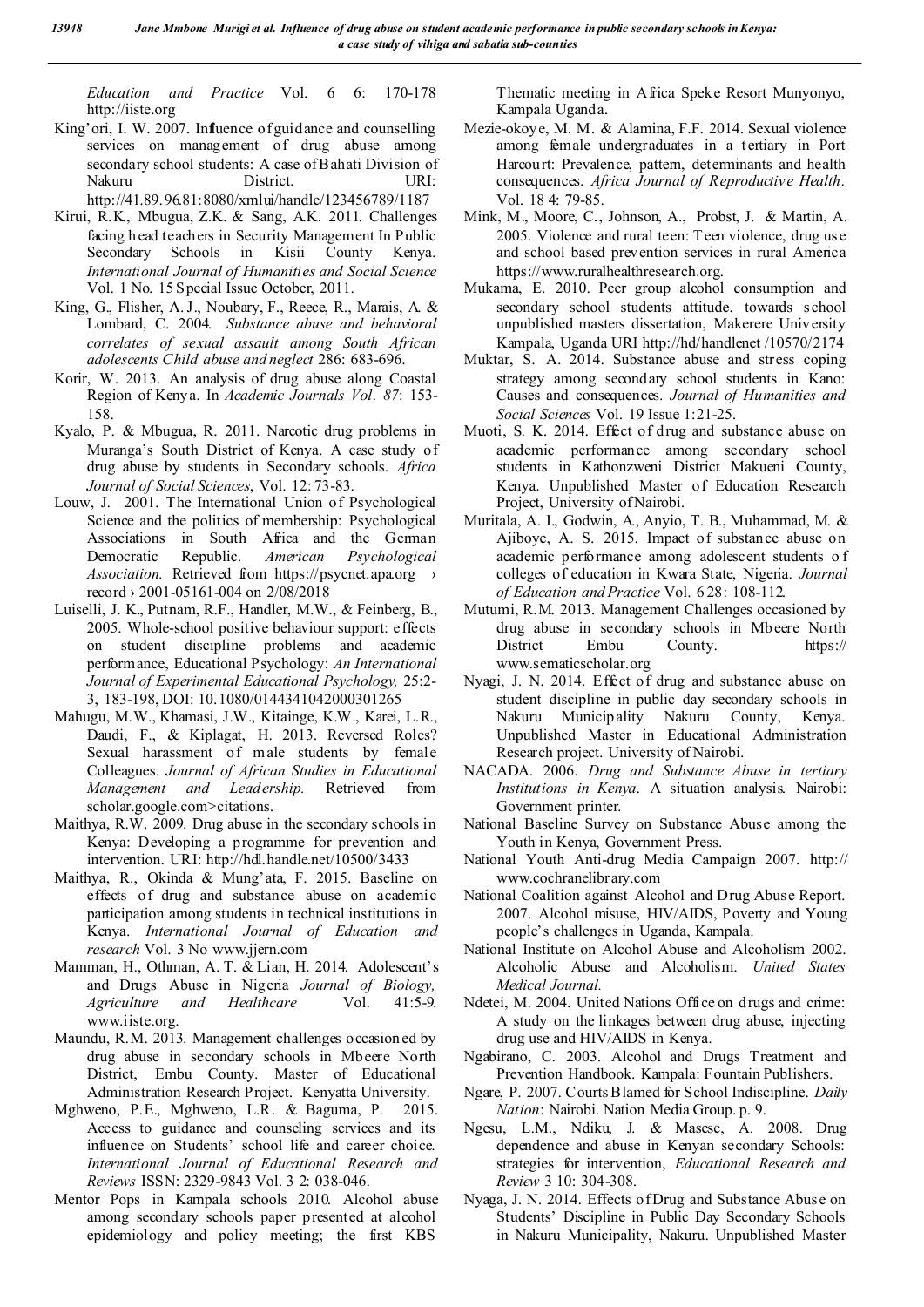*Education and Practice* Vol. 6 6: 170-178 http://iiste.org

King'ori, I. W. 2007. Influence of guidance and counselling services on management of drug abuse among secondary school students: A case of Bahati Division of Nakuru District. URI: http://41.89.96.81:8080/xmlui/handle/123456789/1187

Kirui, R.K., Mbugua, Z.K. & Sang, A.K. 2011. Challenges facing head teachers in Security Management In Public Secondary Schools in Kisii County Kenya. *International Journal of Humanities and Social Science* Vol. 1 No. 15 Special Issue October, 2011.

King, G., Flisher, A. J., Noubary, F., Reece, R., Marais, A. & Lombard, C. 2004. *Substance abuse and behavioral correlates of sexual assault among South African adolescents Child abuse and neglect* 286: 683-696.

Korir, W. 2013. An analysis of drug abuse along Coastal Region of Kenya. In *Academic Journals Vol. 87*: 153-158.

Kyalo, P. & Mbugua, R. 2011. Narcotic drug problems in Muranga's South District of Kenya. A case study of drug abuse by students in Secondary schools. *Africa Journal of Social Sciences*, Vol. 12: 73-83.

Louw, J. 2001. The International Union of Psychological Science and the politics of membership: Psychological Associations in South Africa and the German Democratic Republic. *American Psychological Association.* Retrieved from https://psycnet.apa.org › record › 2001-05161-004 on 2/08/2018

Luiselli, J. K., Putnam, R.F., Handler, M.W., & Feinberg, B., 2005. Whole-school positive behaviour support: effects on student discipline problems and academic performance, Educational Psychology: *An International Journal of Experimental Educational Psychology,* 25:2-3, 183-198, DOI: 10.1080/0144341042000301265

Mahugu, M.W., Khamasi, J.W., Kitainge, K.W., Karei, L.R., Daudi, F., & Kiplagat, H. 2013. Reversed Roles? Sexual harassment of male students by female Colleagues. *Journal of African Studies in Educational Management and Leadership.* Retrieved from scholar.google.com>citations.

Maithya, R.W. 2009. Drug abuse in the secondary schools in Kenya: Developing a programme for prevention and intervention. URI: http://hdl.handle.net/10500/3433

Maithya, R., Okinda & Mung'ata, F. 2015. Baseline on effects of drug and substance abuse on academic participation among students in technical institutions in Kenya. *International Journal of Education and research* Vol. 3 No www.ijern.com

Mamman, H., Othman, A. T. & Lian, H. 2014. Adolescent's and Drugs Abuse in Nigeria *Journal of Biology, Agriculture and Healthcare* Vol. 41:5-9. www.iiste.org.

Maundu, R.M. 2013. Management challenges occasioned by drug abuse in secondary schools in Mbeere North District, Embu County. Master of Educational Administration Research Project. Kenyatta University.

Mghweno, P.E., Mghweno, L.R. & Baguma, P. 2015. Access to guidance and counseling services and its influence on Students' school life and career choice. *International Journal of Educational Research and Reviews* ISSN: 2329-9843 Vol. 3 2: 038-046.

Mentor Pops in Kampala schools 2010. Alcohol abuse among secondary schools paper presented at alcohol epidemiology and policy meeting; the first KBS Thematic meeting in Africa Speke Resort Munyonyo, Kampala Uganda.

Mezie-okoye, M. M. & Alamina, F.F. 2014. Sexual violence among female undergraduates in a tertiary in Port Harcourt: Prevalence, pattern, determinants and health consequences. *Africa Journal of Reproductive Health*. Vol. 18 4: 79-85.

Mink, M., Moore, C., Johnson, A., Probst, J. & Martin, A. 2005. Violence and rural teen: Teen violence, drug use and school based prevention services in rural America https://www.ruralhealthresearch.org.

Mukama, E. 2010. Peer group alcohol consumption and secondary school students attitude. towards school unpublished masters dissertation, Makerere University Kampala, Uganda URI http://hd/handlenet /10570/2174

Muktar, S. A. 2014. Substance abuse and stress coping strategy among secondary school students in Kano: Causes and consequences. *Journal of Humanities and Social Sciences* Vol. 19 Issue 1:21-25.

Muoti, S. K. 2014. Effect of drug and substance abuse on academic performance among secondary school students in Kathonzweni District Makueni County, Kenya. Unpublished Master of Education Research Project, University of Nairobi.

Muritala, A. I., Godwin, A., Anyio, T. B., Muhammad, M. & Ajiboye, A. S. 2015. Impact of substance abuse on academic performance among adolescent students of colleges of education in Kwara State, Nigeria. *Journal of Education and Practice* Vol. 6 28: 108-112.

Mutumi, R.M. 2013. Management Challenges occasioned by drug abuse in secondary schools in Mbeere North District Embu County. https:// www.sematicscholar.org

Nyagi, J. N. 2014. Effect of drug and substance abuse on student discipline in public day secondary schools in Nakuru Municipality Nakuru County, Kenya. Unpublished Master in Educational Administration Research project. University of Nairobi.

NACADA. 2006. *Drug and Substance Abuse in tertiary Institutions in Kenya*. A situation analysis. Nairobi: Government printer.

National Baseline Survey on Substance Abuse among the Youth in Kenya, Government Press.

National Youth Anti-drug Media Campaign 2007. http:// www.cochranelibrary.com

National Coalition against Alcohol and Drug Abuse Report. 2007. Alcohol misuse, HIV/AIDS, Poverty and Young people's challenges in Uganda, Kampala.

National Institute on Alcohol Abuse and Alcoholism 2002. Alcoholic Abuse and Alcoholism. *United States Medical Journal.*

Ndetei, M. 2004. United Nations Office on drugs and crime: A study on the linkages between drug abuse, injecting drug use and HIV/AIDS in Kenya.

Ngabirano, C. 2003. Alcohol and Drugs Treatment and Prevention Handbook. Kampala: Fountain Publishers.

Ngare, P. 2007. Courts Blamed for School Indiscipline. *Daily Nation*: Nairobi. Nation Media Group. p. 9.

Ngesu, L.M., Ndiku, J. & Masese, A. 2008. Drug dependence and abuse in Kenyan secondary Schools: strategies for intervention, *Educational Research and Review* 3 10: 304-308.

Nyaga, J. N. 2014. Effects of Drug and Substance Abuse on Students' Discipline in Public Day Secondary Schools in Nakuru Municipality, Nakuru. Unpublished Master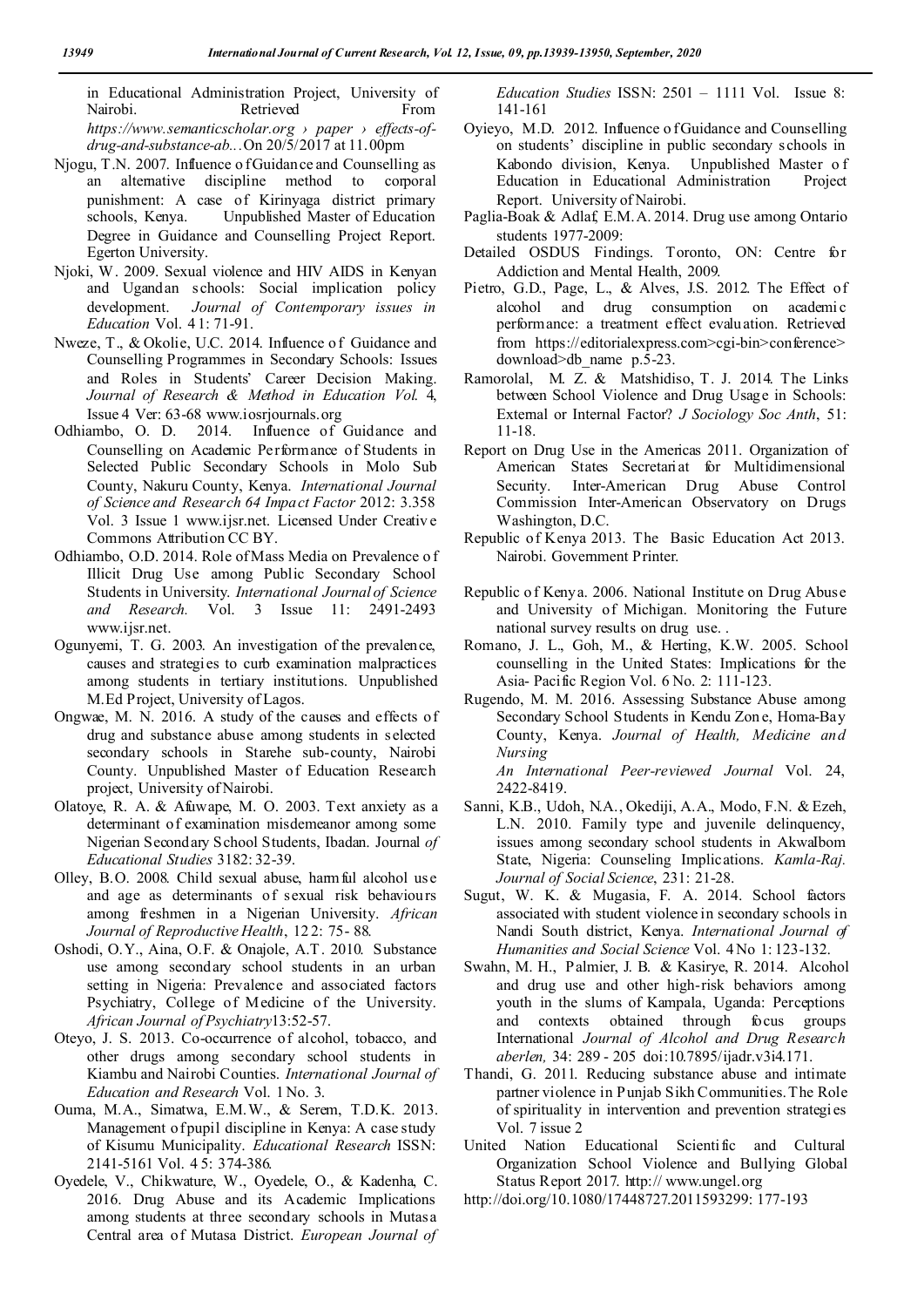in Educational Administration Project, University of Nairobi. Retrieved From *https://www.semanticscholar.org › paper › effects-of-drug-and-substance-ab...*On 20/5/2017 at 11.00pm

Njogu, T.N. 2007. Influence of Guidance and Counselling as an alternative discipline method to corporal punishment: A case of Kirinyaga district primary schools, Kenya. Unpublished Master of Education Degree in Guidance and Counselling Project Report. Egerton University.

Njoki, W. 2009. Sexual violence and HIV AIDS in Kenyan and Ugandan schools: Social implication policy development. *Journal of Contemporary issues in Education* Vol. 4 1: 71-91.

Nweze, T., & Okolie, U.C. 2014. Influence of Guidance and Counselling Programmes in Secondary Schools: Issues and Roles in Students' Career Decision Making. *Journal of Research & Method in Education Vol.* 4, Issue 4 Ver: 63-68 www.iosrjournals.org

Odhiambo, O. D. 2014. Influence of Guidance and Counselling on Academic Performance of Students in Selected Public Secondary Schools in Molo Sub County, Nakuru County, Kenya. *International Journal of Science and Research 64 Impact Factor* 2012: 3.358 Vol. 3 Issue 1 www.ijsr.net. Licensed Under Creative Commons Attribution CC BY.

Odhiambo, O.D. 2014. Role of Mass Media on Prevalence of Illicit Drug Use among Public Secondary School Students in University. *International Journal of Science and Research.* Vol. 3 Issue 11: 2491-2493 www.ijsr.net.

Ogunyemi, T. G. 2003. An investigation of the prevalence, causes and strategies to curb examination malpractices among students in tertiary institutions. Unpublished M.Ed Project, University of Lagos.

Ongwae, M. N. 2016. A study of the causes and effects of drug and substance abuse among students in selected secondary schools in Starehe sub-county, Nairobi County. Unpublished Master of Education Research project, University of Nairobi.

Olatoye, R. A. & Afuwape, M. O. 2003. Text anxiety as a determinant of examination misdemeanor among some Nigerian Secondary School Students, Ibadan. Journal *of Educational Studies* 3182: 32-39.

Olley, B.O. 2008. Child sexual abuse, harmful alcohol use and age as determinants of sexual risk behaviours among freshmen in a Nigerian University. *African Journal of Reproductive Health*, 12 2: 75- 88.

Oshodi, O.Y., Aina, O.F. & Onajole, A.T. 2010. Substance use among secondary school students in an urban setting in Nigeria: Prevalence and associated factors Psychiatry, College of Medicine of the University. *African Journal of Psychiatry*13:52-57.

Oteyo, J. S. 2013. Co-occurrence of alcohol, tobacco, and other drugs among secondary school students in Kiambu and Nairobi Counties. *International Journal of Education and Research* Vol. 1 No. 3.

Ouma, M.A., Simatwa, E.M.W., & Serem, T.D.K. 2013. Management of pupil discipline in Kenya: A case study of Kisumu Municipality. *Educational Research* ISSN: 2141-5161 Vol. 4 5: 374-386.

Oyedele, V., Chikwature, W., Oyedele, O., & Kadenha, C. 2016. Drug Abuse and its Academic Implications among students at three secondary schools in Mutasa Central area of Mutasa District. *European Journal of Education Studies* ISSN: 2501 – 1111 Vol. Issue 8: 141-161

Oyieyo, M.D. 2012. Influence of Guidance and Counselling on students' discipline in public secondary schools in Kabondo division, Kenya. Unpublished Master of Education in Educational Administration Project Report. University of Nairobi.

Paglia-Boak & Adlaf, E.M.A. 2014. Drug use among Ontario students 1977-2009:

Detailed OSDUS Findings. Toronto, ON: Centre for Addiction and Mental Health, 2009.

Pietro, G.D., Page, L., & Alves, J.S. 2012. The Effect of alcohol and drug consumption on academic performance: a treatment effect evaluation. Retrieved from https://editorialexpress.com>cgi-bin>conference> download>db_name p.5-23.

Ramorolal, M. Z. & Matshidiso, T. J. 2014. The Links between School Violence and Drug Usage in Schools: External or Internal Factor? *J Sociology Soc Anth*, 51: 11-18.

Report on Drug Use in the Americas 2011. Organization of American States Secretariat for Multidimensional Security. Inter-American Drug Abuse Control Commission Inter-American Observatory on Drugs Washington, D.C.

Republic of Kenya 2013. The Basic Education Act 2013. Nairobi. Government Printer.

Republic of Kenya. 2006. National Institute on Drug Abuse and University of Michigan. Monitoring the Future national survey results on drug use. .

Romano, J. L., Goh, M., & Herting, K.W. 2005. School counselling in the United States: Implications for the Asia- Pacific Region Vol. 6 No. 2: 111-123.

Rugendo, M. M. 2016. Assessing Substance Abuse among Secondary School Students in Kendu Zone, Homa-Bay County, Kenya. *Journal of Health, Medicine and Nursing*
*An International Peer-reviewed Journal* Vol. 24, 2422-8419.

Sanni, K.B., Udoh, N.A., Okediji, A.A., Modo, F.N. & Ezeh, L.N. 2010. Family type and juvenile delinquency, issues among secondary school students in AkwaIbom State, Nigeria: Counseling Implications. *Kamla-Raj. Journal of Social Science*, 231: 21-28.

Sugut, W. K. & Mugasia, F. A. 2014. School factors associated with student violence in secondary schools in Nandi South district, Kenya. *International Journal of Humanities and Social Science* Vol. 4 No 1: 123-132.

Swahn, M. H., Palmier, J. B. & Kasirye, R. 2014. Alcohol and drug use and other high-risk behaviors among youth in the slums of Kampala, Uganda: Perceptions and contexts obtained through focus groups International *Journal of Alcohol and Drug Research aberlen,* 34: 289 - 205 doi:10.7895/ijadr.v3i4.171.

Thandi, G. 2011. Reducing substance abuse and intimate partner violence in Punjab Sikh Communities. The Role of spirituality in intervention and prevention strategies Vol. 7 issue 2

United Nation Educational Scientific and Cultural Organization School Violence and Bullying Global Status Report 2017. http:// www.ungel.org

http://doi.org/10.1080/17448727.2011593299: 177-193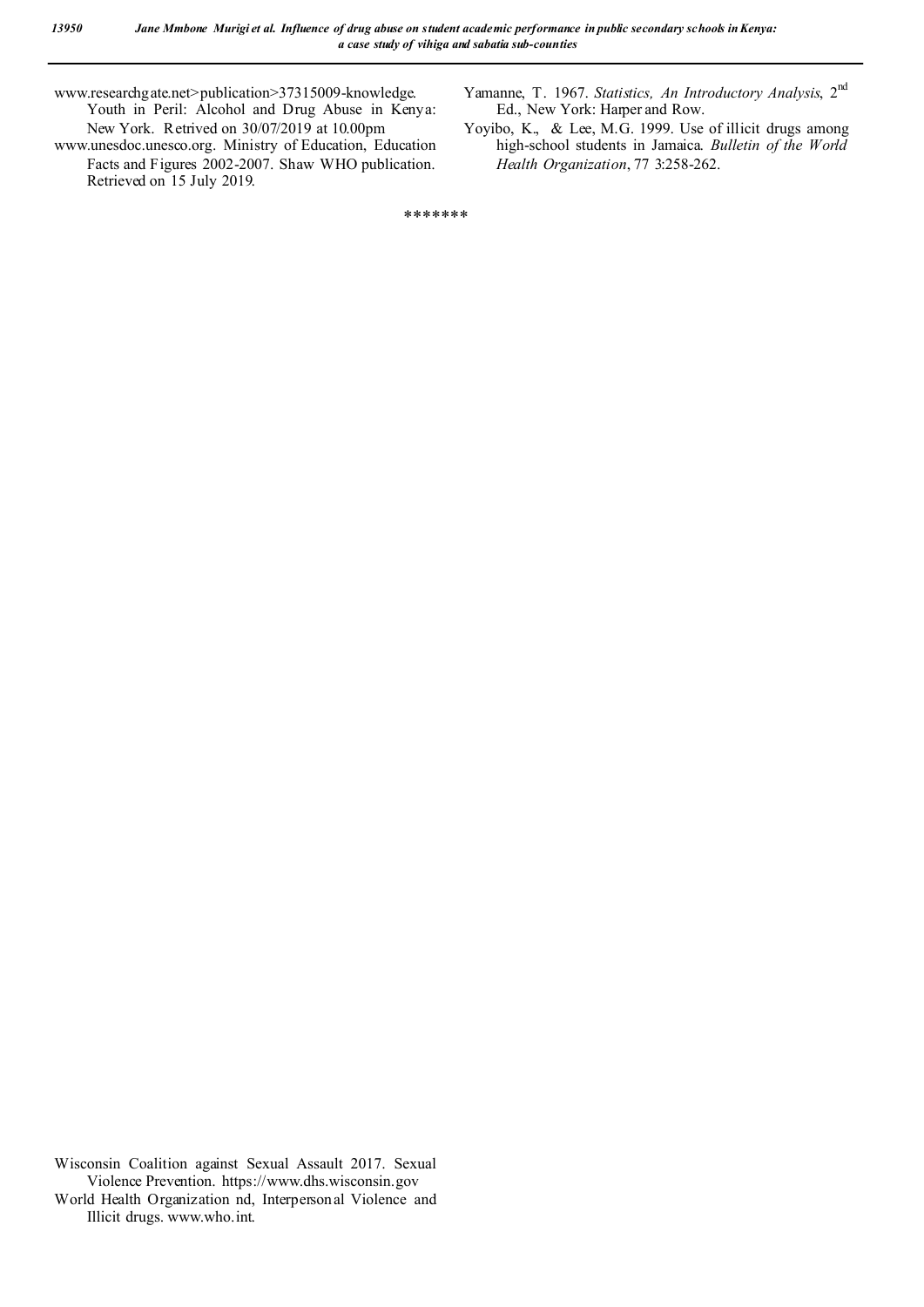www.researchgate.net>publication>37315009-knowledge. Youth in Peril: Alcohol and Drug Abuse in Kenya: New York. Retrived on 30/07/2019 at 10.00pm

www.unesdoc.unesco.org. Ministry of Education, Education Facts and Figures 2002-2007. Shaw WHO publication. Retrieved on 15 July 2019.

Yamanne, T. 1967. *Statistics, An Introductory Analysis*, $2^{nd}$ Ed., New York: Harper and Row.

Yoyibo, K., & Lee, M.G. 1999. Use of illicit drugs among high-school students in Jamaica. *Bulletin of the World Health Organization*, 77 3:258-262.

\*\*\*\*\*\*\*

Wisconsin Coalition against Sexual Assault 2017. Sexual Violence Prevention. https://www.dhs.wisconsin.gov

World Health Organization nd, Interpersonal Violence and Illicit drugs. www.who.int.